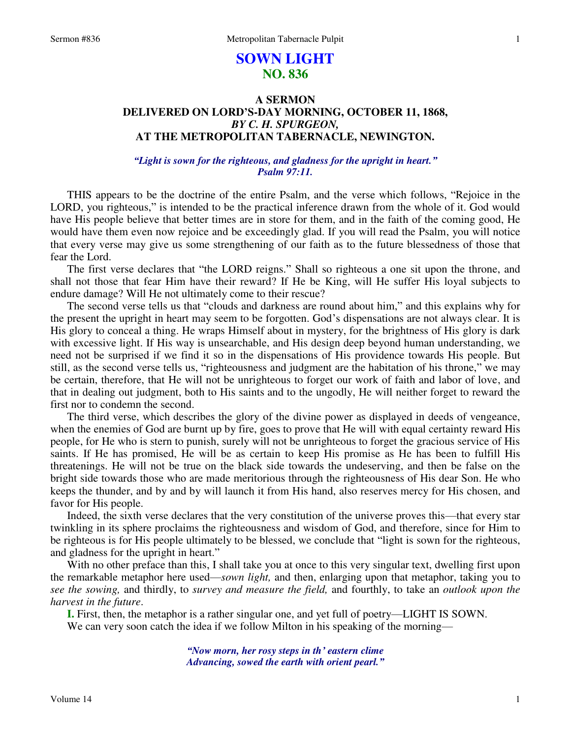# SOWN LIGHT
## NO. 836

### A SERMON
### DELIVERED ON LORD'S-DAY MORNING, OCTOBER 11, 1868,
### *BY C. H. SPURGEON,*
### AT THE METROPOLITAN TABERNACLE, NEWINGTON.

***"Light is sown for the righteous, and gladness for the upright in heart."***
***Psalm 97:11.***

THIS appears to be the doctrine of the entire Psalm, and the verse which follows, "Rejoice in the LORD, you righteous," is intended to be the practical inference drawn from the whole of it. God would have His people believe that better times are in store for them, and in the faith of the coming good, He would have them even now rejoice and be exceedingly glad. If you will read the Psalm, you will notice that every verse may give us some strengthening of our faith as to the future blessedness of those that fear the Lord.

The first verse declares that "the LORD reigns." Shall so righteous a one sit upon the throne, and shall not those that fear Him have their reward? If He be King, will He suffer His loyal subjects to endure damage? Will He not ultimately come to their rescue?

The second verse tells us that "clouds and darkness are round about him," and this explains why for the present the upright in heart may seem to be forgotten. God's dispensations are not always clear. It is His glory to conceal a thing. He wraps Himself about in mystery, for the brightness of His glory is dark with excessive light. If His way is unsearchable, and His design deep beyond human understanding, we need not be surprised if we find it so in the dispensations of His providence towards His people. But still, as the second verse tells us, "righteousness and judgment are the habitation of his throne," we may be certain, therefore, that He will not be unrighteous to forget our work of faith and labor of love, and that in dealing out judgment, both to His saints and to the ungodly, He will neither forget to reward the first nor to condemn the second.

The third verse, which describes the glory of the divine power as displayed in deeds of vengeance, when the enemies of God are burnt up by fire, goes to prove that He will with equal certainty reward His people, for He who is stern to punish, surely will not be unrighteous to forget the gracious service of His saints. If He has promised, He will be as certain to keep His promise as He has been to fulfill His threatenings. He will not be true on the black side towards the undeserving, and then be false on the bright side towards those who are made meritorious through the righteousness of His dear Son. He who keeps the thunder, and by and by will launch it from His hand, also reserves mercy for His chosen, and favor for His people.

Indeed, the sixth verse declares that the very constitution of the universe proves this—that every star twinkling in its sphere proclaims the righteousness and wisdom of God, and therefore, since for Him to be righteous is for His people ultimately to be blessed, we conclude that "light is sown for the righteous, and gladness for the upright in heart."

With no other preface than this, I shall take you at once to this very singular text, dwelling first upon the remarkable metaphor here used—*sown light,* and then, enlarging upon that metaphor, taking you to *see the sowing,* and thirdly, to *survey and measure the field,* and fourthly, to take an *outlook upon the harvest in the future*.

**I.** First, then, the metaphor is a rather singular one, and yet full of poetry—LIGHT IS SOWN.

We can very soon catch the idea if we follow Milton in his speaking of the morning—

> ***"Now morn, her rosy steps in th' eastern clime***
> ***Advancing, sowed the earth with orient pearl."***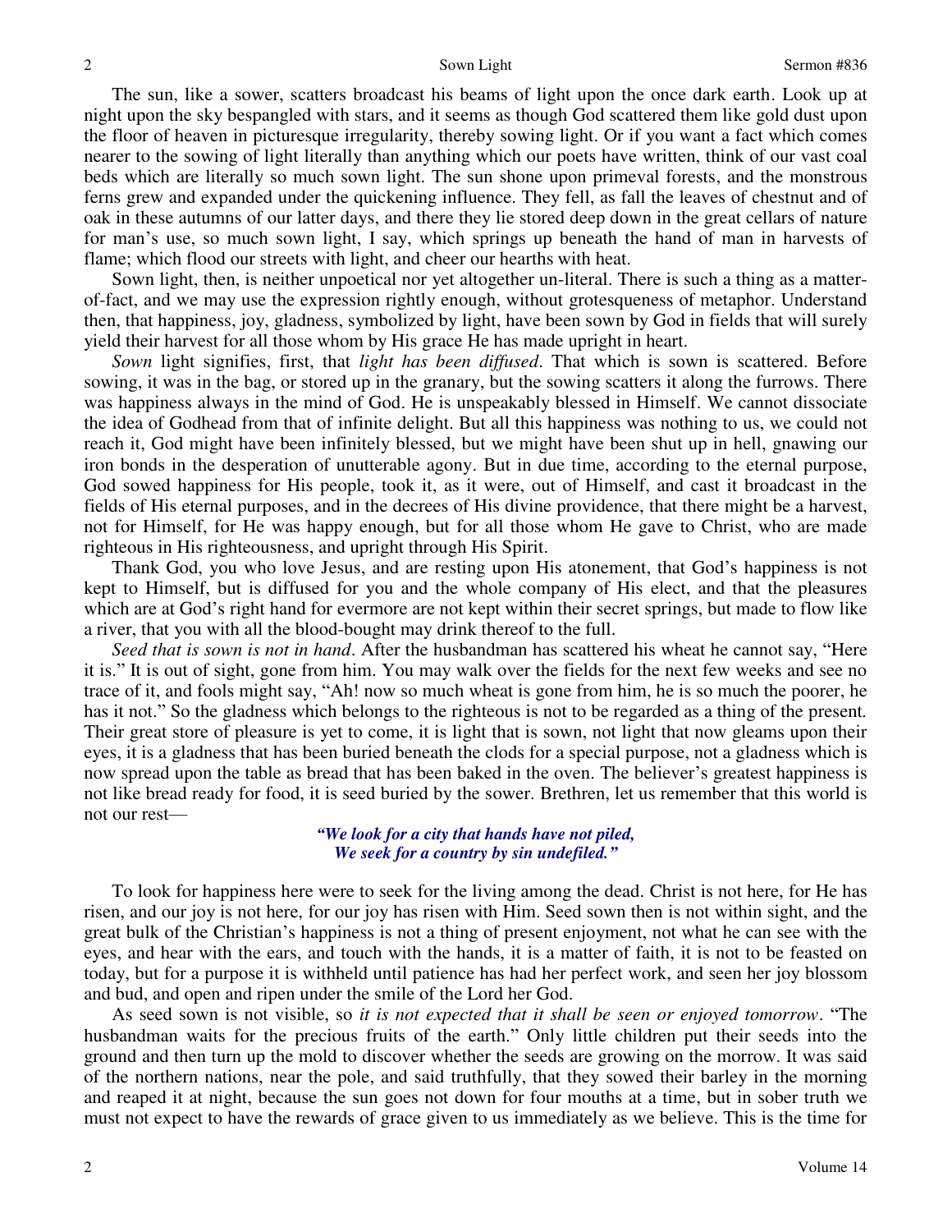The sun, like a sower, scatters broadcast his beams of light upon the once dark earth. Look up at night upon the sky bespangled with stars, and it seems as though God scattered them like gold dust upon the floor of heaven in picturesque irregularity, thereby sowing light. Or if you want a fact which comes nearer to the sowing of light literally than anything which our poets have written, think of our vast coal beds which are literally so much sown light. The sun shone upon primeval forests, and the monstrous ferns grew and expanded under the quickening influence. They fell, as fall the leaves of chestnut and of oak in these autumns of our latter days, and there they lie stored deep down in the great cellars of nature for man's use, so much sown light, I say, which springs up beneath the hand of man in harvests of flame; which flood our streets with light, and cheer our hearths with heat.

Sown light, then, is neither unpoetical nor yet altogether un-literal. There is such a thing as a matter-of-fact, and we may use the expression rightly enough, without grotesqueness of metaphor. Understand then, that happiness, joy, gladness, symbolized by light, have been sown by God in fields that will surely yield their harvest for all those whom by His grace He has made upright in heart.

*Sown* light signifies, first, that *light has been diffused*. That which is sown is scattered. Before sowing, it was in the bag, or stored up in the granary, but the sowing scatters it along the furrows. There was happiness always in the mind of God. He is unspeakably blessed in Himself. We cannot dissociate the idea of Godhead from that of infinite delight. But all this happiness was nothing to us, we could not reach it, God might have been infinitely blessed, but we might have been shut up in hell, gnawing our iron bonds in the desperation of unutterable agony. But in due time, according to the eternal purpose, God sowed happiness for His people, took it, as it were, out of Himself, and cast it broadcast in the fields of His eternal purposes, and in the decrees of His divine providence, that there might be a harvest, not for Himself, for He was happy enough, but for all those whom He gave to Christ, who are made righteous in His righteousness, and upright through His Spirit.

Thank God, you who love Jesus, and are resting upon His atonement, that God's happiness is not kept to Himself, but is diffused for you and the whole company of His elect, and that the pleasures which are at God's right hand for evermore are not kept within their secret springs, but made to flow like a river, that you with all the blood-bought may drink thereof to the full.

*Seed that is sown is not in hand*. After the husbandman has scattered his wheat he cannot say, "Here it is." It is out of sight, gone from him. You may walk over the fields for the next few weeks and see no trace of it, and fools might say, "Ah! now so much wheat is gone from him, he is so much the poorer, he has it not." So the gladness which belongs to the righteous is not to be regarded as a thing of the present. Their great store of pleasure is yet to come, it is light that is sown, not light that now gleams upon their eyes, it is a gladness that has been buried beneath the clods for a special purpose, not a gladness which is now spread upon the table as bread that has been baked in the oven. The believer's greatest happiness is not like bread ready for food, it is seed buried by the sower. Brethren, let us remember that this world is not our rest—

> ***"We look for a city that hands have not piled,***
> ***We seek for a country by sin undefiled."***

To look for happiness here were to seek for the living among the dead. Christ is not here, for He has risen, and our joy is not here, for our joy has risen with Him. Seed sown then is not within sight, and the great bulk of the Christian's happiness is not a thing of present enjoyment, not what he can see with the eyes, and hear with the ears, and touch with the hands, it is a matter of faith, it is not to be feasted on today, but for a purpose it is withheld until patience has had her perfect work, and seen her joy blossom and bud, and open and ripen under the smile of the Lord her God.

As seed sown is not visible, so *it is not expected that it shall be seen or enjoyed tomorrow*. "The husbandman waits for the precious fruits of the earth." Only little children put their seeds into the ground and then turn up the mold to discover whether the seeds are growing on the morrow. It was said of the northern nations, near the pole, and said truthfully, that they sowed their barley in the morning and reaped it at night, because the sun goes not down for four mouths at a time, but in sober truth we must not expect to have the rewards of grace given to us immediately as we believe. This is the time for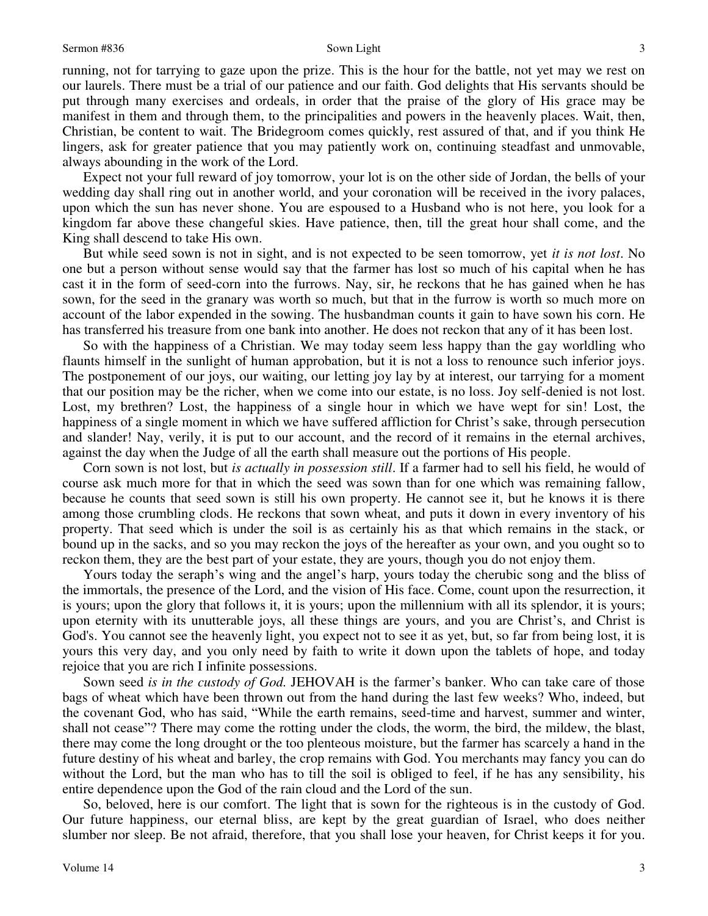running, not for tarrying to gaze upon the prize. This is the hour for the battle, not yet may we rest on our laurels. There must be a trial of our patience and our faith. God delights that His servants should be put through many exercises and ordeals, in order that the praise of the glory of His grace may be manifest in them and through them, to the principalities and powers in the heavenly places. Wait, then, Christian, be content to wait. The Bridegroom comes quickly, rest assured of that, and if you think He lingers, ask for greater patience that you may patiently work on, continuing steadfast and unmovable, always abounding in the work of the Lord.

Expect not your full reward of joy tomorrow, your lot is on the other side of Jordan, the bells of your wedding day shall ring out in another world, and your coronation will be received in the ivory palaces, upon which the sun has never shone. You are espoused to a Husband who is not here, you look for a kingdom far above these changeful skies. Have patience, then, till the great hour shall come, and the King shall descend to take His own.

But while seed sown is not in sight, and is not expected to be seen tomorrow, yet *it is not lost*. No one but a person without sense would say that the farmer has lost so much of his capital when he has cast it in the form of seed-corn into the furrows. Nay, sir, he reckons that he has gained when he has sown, for the seed in the granary was worth so much, but that in the furrow is worth so much more on account of the labor expended in the sowing. The husbandman counts it gain to have sown his corn. He has transferred his treasure from one bank into another. He does not reckon that any of it has been lost.

So with the happiness of a Christian. We may today seem less happy than the gay worldling who flaunts himself in the sunlight of human approbation, but it is not a loss to renounce such inferior joys. The postponement of our joys, our waiting, our letting joy lay by at interest, our tarrying for a moment that our position may be the richer, when we come into our estate, is no loss. Joy self-denied is not lost. Lost, my brethren? Lost, the happiness of a single hour in which we have wept for sin! Lost, the happiness of a single moment in which we have suffered affliction for Christ's sake, through persecution and slander! Nay, verily, it is put to our account, and the record of it remains in the eternal archives, against the day when the Judge of all the earth shall measure out the portions of His people.

Corn sown is not lost, but *is actually in possession still*. If a farmer had to sell his field, he would of course ask much more for that in which the seed was sown than for one which was remaining fallow, because he counts that seed sown is still his own property. He cannot see it, but he knows it is there among those crumbling clods. He reckons that sown wheat, and puts it down in every inventory of his property. That seed which is under the soil is as certainly his as that which remains in the stack, or bound up in the sacks, and so you may reckon the joys of the hereafter as your own, and you ought so to reckon them, they are the best part of your estate, they are yours, though you do not enjoy them.

Yours today the seraph's wing and the angel's harp, yours today the cherubic song and the bliss of the immortals, the presence of the Lord, and the vision of His face. Come, count upon the resurrection, it is yours; upon the glory that follows it, it is yours; upon the millennium with all its splendor, it is yours; upon eternity with its unutterable joys, all these things are yours, and you are Christ's, and Christ is God's. You cannot see the heavenly light, you expect not to see it as yet, but, so far from being lost, it is yours this very day, and you only need by faith to write it down upon the tablets of hope, and today rejoice that you are rich I infinite possessions.

Sown seed *is in the custody of God.* JEHOVAH is the farmer's banker. Who can take care of those bags of wheat which have been thrown out from the hand during the last few weeks? Who, indeed, but the covenant God, who has said, "While the earth remains, seed-time and harvest, summer and winter, shall not cease"? There may come the rotting under the clods, the worm, the bird, the mildew, the blast, there may come the long drought or the too plenteous moisture, but the farmer has scarcely a hand in the future destiny of his wheat and barley, the crop remains with God. You merchants may fancy you can do without the Lord, but the man who has to till the soil is obliged to feel, if he has any sensibility, his entire dependence upon the God of the rain cloud and the Lord of the sun.

So, beloved, here is our comfort. The light that is sown for the righteous is in the custody of God. Our future happiness, our eternal bliss, are kept by the great guardian of Israel, who does neither slumber nor sleep. Be not afraid, therefore, that you shall lose your heaven, for Christ keeps it for you.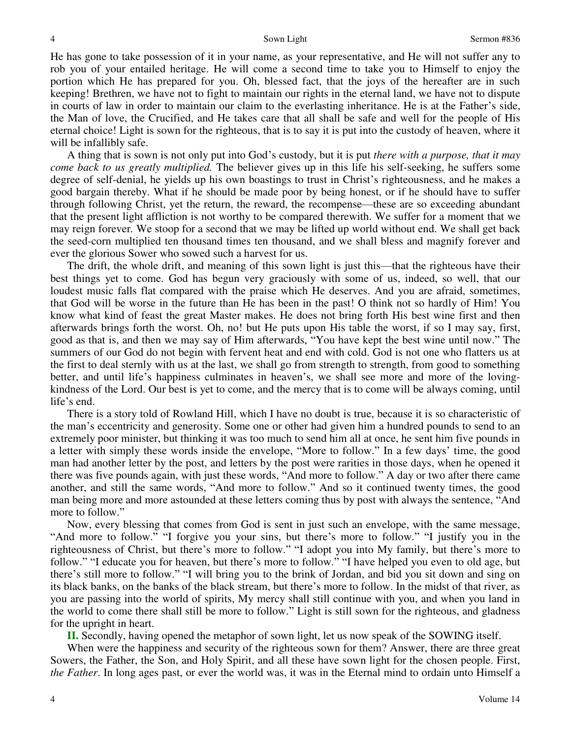He has gone to take possession of it in your name, as your representative, and He will not suffer any to rob you of your entailed heritage. He will come a second time to take you to Himself to enjoy the portion which He has prepared for you. Oh, blessed fact, that the joys of the hereafter are in such keeping! Brethren, we have not to fight to maintain our rights in the eternal land, we have not to dispute in courts of law in order to maintain our claim to the everlasting inheritance. He is at the Father's side, the Man of love, the Crucified, and He takes care that all shall be safe and well for the people of His eternal choice! Light is sown for the righteous, that is to say it is put into the custody of heaven, where it will be infallibly safe.

A thing that is sown is not only put into God's custody, but it is put *there with a purpose, that it may come back to us greatly multiplied.* The believer gives up in this life his self-seeking, he suffers some degree of self-denial, he yields up his own boastings to trust in Christ's righteousness, and he makes a good bargain thereby. What if he should be made poor by being honest, or if he should have to suffer through following Christ, yet the return, the reward, the recompense—these are so exceeding abundant that the present light affliction is not worthy to be compared therewith. We suffer for a moment that we may reign forever. We stoop for a second that we may be lifted up world without end. We shall get back the seed-corn multiplied ten thousand times ten thousand, and we shall bless and magnify forever and ever the glorious Sower who sowed such a harvest for us.

The drift, the whole drift, and meaning of this sown light is just this—that the righteous have their best things yet to come. God has begun very graciously with some of us, indeed, so well, that our loudest music falls flat compared with the praise which He deserves. And you are afraid, sometimes, that God will be worse in the future than He has been in the past! O think not so hardly of Him! You know what kind of feast the great Master makes. He does not bring forth His best wine first and then afterwards brings forth the worst. Oh, no! but He puts upon His table the worst, if so I may say, first, good as that is, and then we may say of Him afterwards, "You have kept the best wine until now." The summers of our God do not begin with fervent heat and end with cold. God is not one who flatters us at the first to deal sternly with us at the last, we shall go from strength to strength, from good to something better, and until life's happiness culminates in heaven's, we shall see more and more of the loving-kindness of the Lord. Our best is yet to come, and the mercy that is to come will be always coming, until life's end.

There is a story told of Rowland Hill, which I have no doubt is true, because it is so characteristic of the man's eccentricity and generosity. Some one or other had given him a hundred pounds to send to an extremely poor minister, but thinking it was too much to send him all at once, he sent him five pounds in a letter with simply these words inside the envelope, "More to follow." In a few days' time, the good man had another letter by the post, and letters by the post were rarities in those days, when he opened it there was five pounds again, with just these words, "And more to follow." A day or two after there came another, and still the same words, "And more to follow." And so it continued twenty times, the good man being more and more astounded at these letters coming thus by post with always the sentence, "And more to follow."

Now, every blessing that comes from God is sent in just such an envelope, with the same message, "And more to follow." "I forgive you your sins, but there's more to follow." "I justify you in the righteousness of Christ, but there's more to follow." "I adopt you into My family, but there's more to follow." "I educate you for heaven, but there's more to follow." "I have helped you even to old age, but there's still more to follow." "I will bring you to the brink of Jordan, and bid you sit down and sing on its black banks, on the banks of the black stream, but there's more to follow. In the midst of that river, as you are passing into the world of spirits, My mercy shall still continue with you, and when you land in the world to come there shall still be more to follow." Light is still sown for the righteous, and gladness for the upright in heart.

**II.** Secondly, having opened the metaphor of sown light, let us now speak of the SOWING itself.

When were the happiness and security of the righteous sown for them? Answer, there are three great Sowers, the Father, the Son, and Holy Spirit, and all these have sown light for the chosen people. First, *the Father*. In long ages past, or ever the world was, it was in the Eternal mind to ordain unto Himself a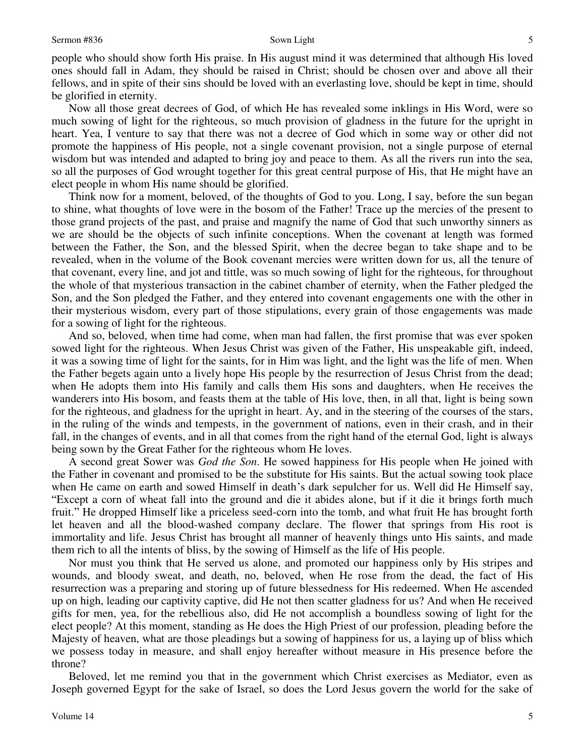people who should show forth His praise. In His august mind it was determined that although His loved ones should fall in Adam, they should be raised in Christ; should be chosen over and above all their fellows, and in spite of their sins should be loved with an everlasting love, should be kept in time, should be glorified in eternity.

Now all those great decrees of God, of which He has revealed some inklings in His Word, were so much sowing of light for the righteous, so much provision of gladness in the future for the upright in heart. Yea, I venture to say that there was not a decree of God which in some way or other did not promote the happiness of His people, not a single covenant provision, not a single purpose of eternal wisdom but was intended and adapted to bring joy and peace to them. As all the rivers run into the sea, so all the purposes of God wrought together for this great central purpose of His, that He might have an elect people in whom His name should be glorified.

Think now for a moment, beloved, of the thoughts of God to you. Long, I say, before the sun began to shine, what thoughts of love were in the bosom of the Father! Trace up the mercies of the present to those grand projects of the past, and praise and magnify the name of God that such unworthy sinners as we are should be the objects of such infinite conceptions. When the covenant at length was formed between the Father, the Son, and the blessed Spirit, when the decree began to take shape and to be revealed, when in the volume of the Book covenant mercies were written down for us, all the tenure of that covenant, every line, and jot and tittle, was so much sowing of light for the righteous, for throughout the whole of that mysterious transaction in the cabinet chamber of eternity, when the Father pledged the Son, and the Son pledged the Father, and they entered into covenant engagements one with the other in their mysterious wisdom, every part of those stipulations, every grain of those engagements was made for a sowing of light for the righteous.

And so, beloved, when time had come, when man had fallen, the first promise that was ever spoken sowed light for the righteous. When Jesus Christ was given of the Father, His unspeakable gift, indeed, it was a sowing time of light for the saints, for in Him was light, and the light was the life of men. When the Father begets again unto a lively hope His people by the resurrection of Jesus Christ from the dead; when He adopts them into His family and calls them His sons and daughters, when He receives the wanderers into His bosom, and feasts them at the table of His love, then, in all that, light is being sown for the righteous, and gladness for the upright in heart. Ay, and in the steering of the courses of the stars, in the ruling of the winds and tempests, in the government of nations, even in their crash, and in their fall, in the changes of events, and in all that comes from the right hand of the eternal God, light is always being sown by the Great Father for the righteous whom He loves.

A second great Sower was *God the Son*. He sowed happiness for His people when He joined with the Father in covenant and promised to be the substitute for His saints. But the actual sowing took place when He came on earth and sowed Himself in death's dark sepulcher for us. Well did He Himself say, "Except a corn of wheat fall into the ground and die it abides alone, but if it die it brings forth much fruit." He dropped Himself like a priceless seed-corn into the tomb, and what fruit He has brought forth let heaven and all the blood-washed company declare. The flower that springs from His root is immortality and life. Jesus Christ has brought all manner of heavenly things unto His saints, and made them rich to all the intents of bliss, by the sowing of Himself as the life of His people.

Nor must you think that He served us alone, and promoted our happiness only by His stripes and wounds, and bloody sweat, and death, no, beloved, when He rose from the dead, the fact of His resurrection was a preparing and storing up of future blessedness for His redeemed. When He ascended up on high, leading our captivity captive, did He not then scatter gladness for us? And when He received gifts for men, yea, for the rebellious also, did He not accomplish a boundless sowing of light for the elect people? At this moment, standing as He does the High Priest of our profession, pleading before the Majesty of heaven, what are those pleadings but a sowing of happiness for us, a laying up of bliss which we possess today in measure, and shall enjoy hereafter without measure in His presence before the throne?

Beloved, let me remind you that in the government which Christ exercises as Mediator, even as Joseph governed Egypt for the sake of Israel, so does the Lord Jesus govern the world for the sake of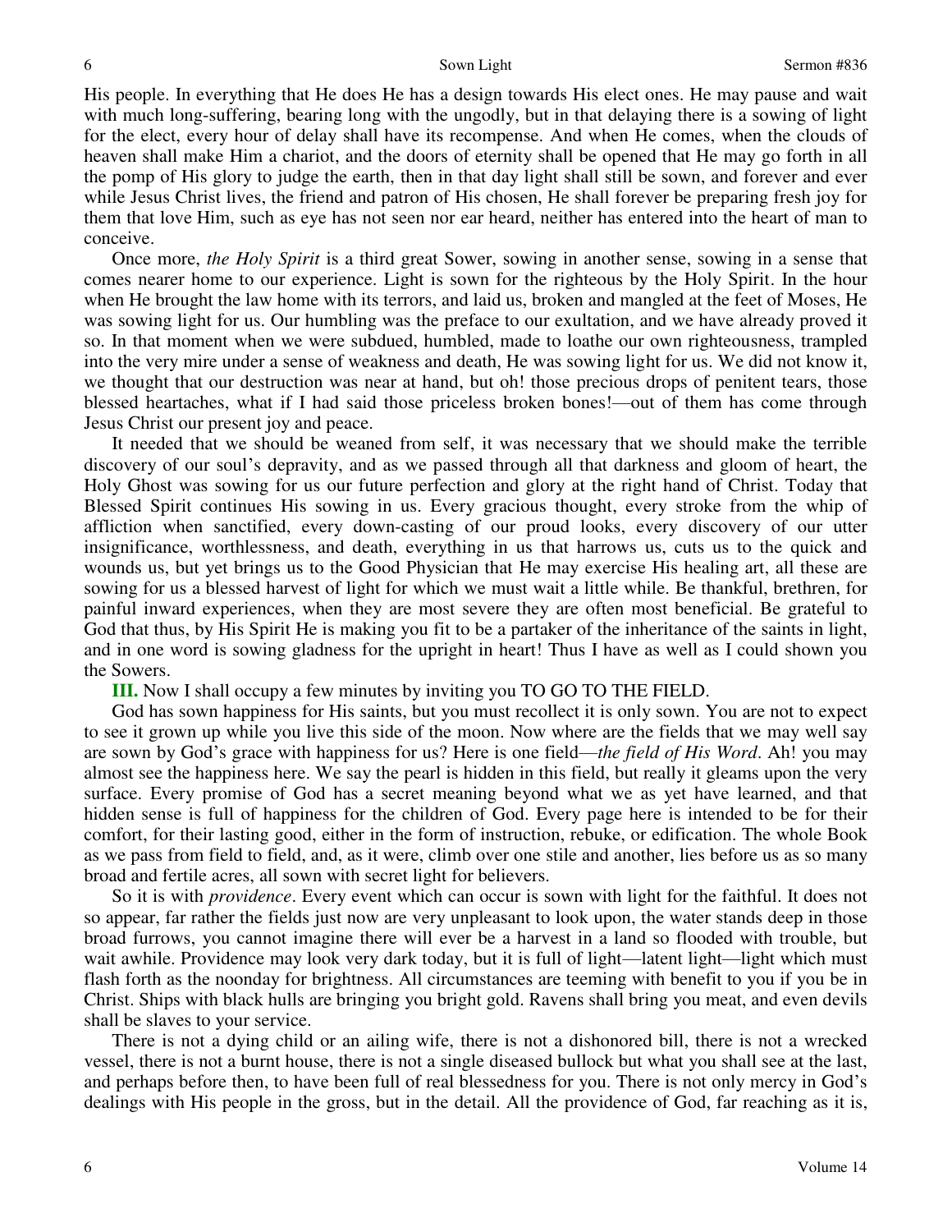His people. In everything that He does He has a design towards His elect ones. He may pause and wait with much long-suffering, bearing long with the ungodly, but in that delaying there is a sowing of light for the elect, every hour of delay shall have its recompense. And when He comes, when the clouds of heaven shall make Him a chariot, and the doors of eternity shall be opened that He may go forth in all the pomp of His glory to judge the earth, then in that day light shall still be sown, and forever and ever while Jesus Christ lives, the friend and patron of His chosen, He shall forever be preparing fresh joy for them that love Him, such as eye has not seen nor ear heard, neither has entered into the heart of man to conceive.

Once more, *the Holy Spirit* is a third great Sower, sowing in another sense, sowing in a sense that comes nearer home to our experience. Light is sown for the righteous by the Holy Spirit. In the hour when He brought the law home with its terrors, and laid us, broken and mangled at the feet of Moses, He was sowing light for us. Our humbling was the preface to our exultation, and we have already proved it so. In that moment when we were subdued, humbled, made to loathe our own righteousness, trampled into the very mire under a sense of weakness and death, He was sowing light for us. We did not know it, we thought that our destruction was near at hand, but oh! those precious drops of penitent tears, those blessed heartaches, what if I had said those priceless broken bones!—out of them has come through Jesus Christ our present joy and peace.

It needed that we should be weaned from self, it was necessary that we should make the terrible discovery of our soul's depravity, and as we passed through all that darkness and gloom of heart, the Holy Ghost was sowing for us our future perfection and glory at the right hand of Christ. Today that Blessed Spirit continues His sowing in us. Every gracious thought, every stroke from the whip of affliction when sanctified, every down-casting of our proud looks, every discovery of our utter insignificance, worthlessness, and death, everything in us that harrows us, cuts us to the quick and wounds us, but yet brings us to the Good Physician that He may exercise His healing art, all these are sowing for us a blessed harvest of light for which we must wait a little while. Be thankful, brethren, for painful inward experiences, when they are most severe they are often most beneficial. Be grateful to God that thus, by His Spirit He is making you fit to be a partaker of the inheritance of the saints in light, and in one word is sowing gladness for the upright in heart! Thus I have as well as I could shown you the Sowers.

**III.** Now I shall occupy a few minutes by inviting you TO GO TO THE FIELD.

God has sown happiness for His saints, but you must recollect it is only sown. You are not to expect to see it grown up while you live this side of the moon. Now where are the fields that we may well say are sown by God's grace with happiness for us? Here is one field—*the field of His Word*. Ah! you may almost see the happiness here. We say the pearl is hidden in this field, but really it gleams upon the very surface. Every promise of God has a secret meaning beyond what we as yet have learned, and that hidden sense is full of happiness for the children of God. Every page here is intended to be for their comfort, for their lasting good, either in the form of instruction, rebuke, or edification. The whole Book as we pass from field to field, and, as it were, climb over one stile and another, lies before us as so many broad and fertile acres, all sown with secret light for believers.

So it is with *providence*. Every event which can occur is sown with light for the faithful. It does not so appear, far rather the fields just now are very unpleasant to look upon, the water stands deep in those broad furrows, you cannot imagine there will ever be a harvest in a land so flooded with trouble, but wait awhile. Providence may look very dark today, but it is full of light—latent light—light which must flash forth as the noonday for brightness. All circumstances are teeming with benefit to you if you be in Christ. Ships with black hulls are bringing you bright gold. Ravens shall bring you meat, and even devils shall be slaves to your service.

There is not a dying child or an ailing wife, there is not a dishonored bill, there is not a wrecked vessel, there is not a burnt house, there is not a single diseased bullock but what you shall see at the last, and perhaps before then, to have been full of real blessedness for you. There is not only mercy in God's dealings with His people in the gross, but in the detail. All the providence of God, far reaching as it is,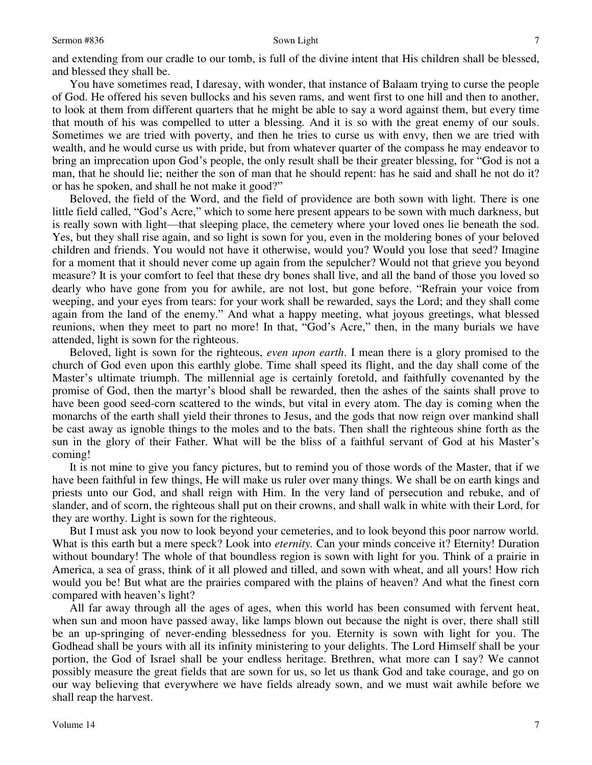and extending from our cradle to our tomb, is full of the divine intent that His children shall be blessed, and blessed they shall be.

You have sometimes read, I daresay, with wonder, that instance of Balaam trying to curse the people of God. He offered his seven bullocks and his seven rams, and went first to one hill and then to another, to look at them from different quarters that he might be able to say a word against them, but every time that mouth of his was compelled to utter a blessing. And it is so with the great enemy of our souls. Sometimes we are tried with poverty, and then he tries to curse us with envy, then we are tried with wealth, and he would curse us with pride, but from whatever quarter of the compass he may endeavor to bring an imprecation upon God's people, the only result shall be their greater blessing, for "God is not a man, that he should lie; neither the son of man that he should repent: has he said and shall he not do it? or has he spoken, and shall he not make it good?"

Beloved, the field of the Word, and the field of providence are both sown with light. There is one little field called, "God's Acre," which to some here present appears to be sown with much darkness, but is really sown with light—that sleeping place, the cemetery where your loved ones lie beneath the sod. Yes, but they shall rise again, and so light is sown for you, even in the moldering bones of your beloved children and friends. You would not have it otherwise, would you? Would you lose that seed? Imagine for a moment that it should never come up again from the sepulcher? Would not that grieve you beyond measure? It is your comfort to feel that these dry bones shall live, and all the band of those you loved so dearly who have gone from you for awhile, are not lost, but gone before. "Refrain your voice from weeping, and your eyes from tears: for your work shall be rewarded, says the Lord; and they shall come again from the land of the enemy." And what a happy meeting, what joyous greetings, what blessed reunions, when they meet to part no more! In that, "God's Acre," then, in the many burials we have attended, light is sown for the righteous.

Beloved, light is sown for the righteous, *even upon earth*. I mean there is a glory promised to the church of God even upon this earthly globe. Time shall speed its flight, and the day shall come of the Master's ultimate triumph. The millennial age is certainly foretold, and faithfully covenanted by the promise of God, then the martyr's blood shall be rewarded, then the ashes of the saints shall prove to have been good seed-corn scattered to the winds, but vital in every atom. The day is coming when the monarchs of the earth shall yield their thrones to Jesus, and the gods that now reign over mankind shall be cast away as ignoble things to the moles and to the bats. Then shall the righteous shine forth as the sun in the glory of their Father. What will be the bliss of a faithful servant of God at his Master's coming!

It is not mine to give you fancy pictures, but to remind you of those words of the Master, that if we have been faithful in few things, He will make us ruler over many things. We shall be on earth kings and priests unto our God, and shall reign with Him. In the very land of persecution and rebuke, and of slander, and of scorn, the righteous shall put on their crowns, and shall walk in white with their Lord, for they are worthy. Light is sown for the righteous.

But I must ask you now to look beyond your cemeteries, and to look beyond this poor narrow world. What is this earth but a mere speck? Look into *eternity.* Can your minds conceive it? Eternity! Duration without boundary! The whole of that boundless region is sown with light for you. Think of a prairie in America, a sea of grass, think of it all plowed and tilled, and sown with wheat, and all yours! How rich would you be! But what are the prairies compared with the plains of heaven? And what the finest corn compared with heaven's light?

All far away through all the ages of ages, when this world has been consumed with fervent heat, when sun and moon have passed away, like lamps blown out because the night is over, there shall still be an up-springing of never-ending blessedness for you. Eternity is sown with light for you. The Godhead shall be yours with all its infinity ministering to your delights. The Lord Himself shall be your portion, the God of Israel shall be your endless heritage. Brethren, what more can I say? We cannot possibly measure the great fields that are sown for us, so let us thank God and take courage, and go on our way believing that everywhere we have fields already sown, and we must wait awhile before we shall reap the harvest.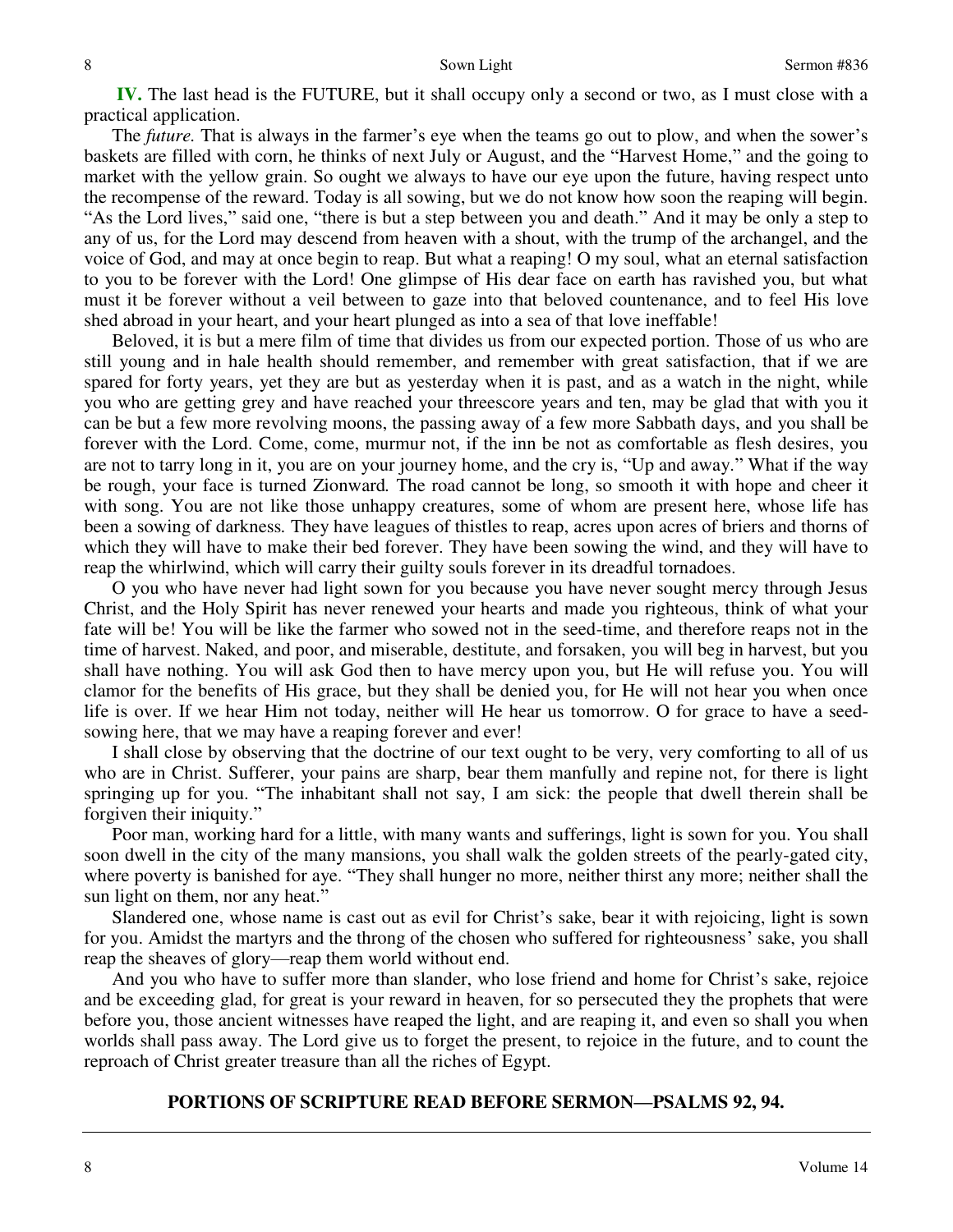**IV.** The last head is the FUTURE, but it shall occupy only a second or two, as I must close with a practical application.

The *future.* That is always in the farmer's eye when the teams go out to plow, and when the sower's baskets are filled with corn, he thinks of next July or August, and the "Harvest Home," and the going to market with the yellow grain. So ought we always to have our eye upon the future, having respect unto the recompense of the reward. Today is all sowing, but we do not know how soon the reaping will begin. "As the Lord lives," said one, "there is but a step between you and death." And it may be only a step to any of us, for the Lord may descend from heaven with a shout, with the trump of the archangel, and the voice of God, and may at once begin to reap. But what a reaping! O my soul, what an eternal satisfaction to you to be forever with the Lord! One glimpse of His dear face on earth has ravished you, but what must it be forever without a veil between to gaze into that beloved countenance, and to feel His love shed abroad in your heart, and your heart plunged as into a sea of that love ineffable!

Beloved, it is but a mere film of time that divides us from our expected portion. Those of us who are still young and in hale health should remember, and remember with great satisfaction, that if we are spared for forty years, yet they are but as yesterday when it is past, and as a watch in the night, while you who are getting grey and have reached your threescore years and ten, may be glad that with you it can be but a few more revolving moons, the passing away of a few more Sabbath days, and you shall be forever with the Lord. Come, come, murmur not, if the inn be not as comfortable as flesh desires, you are not to tarry long in it, you are on your journey home, and the cry is, "Up and away." What if the way be rough, your face is turned Zionward*.* The road cannot be long, so smooth it with hope and cheer it with song. You are not like those unhappy creatures, some of whom are present here, whose life has been a sowing of darkness. They have leagues of thistles to reap, acres upon acres of briers and thorns of which they will have to make their bed forever. They have been sowing the wind, and they will have to reap the whirlwind, which will carry their guilty souls forever in its dreadful tornadoes.

O you who have never had light sown for you because you have never sought mercy through Jesus Christ, and the Holy Spirit has never renewed your hearts and made you righteous, think of what your fate will be! You will be like the farmer who sowed not in the seed-time, and therefore reaps not in the time of harvest. Naked, and poor, and miserable, destitute, and forsaken, you will beg in harvest, but you shall have nothing. You will ask God then to have mercy upon you, but He will refuse you. You will clamor for the benefits of His grace, but they shall be denied you, for He will not hear you when once life is over. If we hear Him not today, neither will He hear us tomorrow. O for grace to have a seed-sowing here, that we may have a reaping forever and ever!

I shall close by observing that the doctrine of our text ought to be very, very comforting to all of us who are in Christ. Sufferer, your pains are sharp, bear them manfully and repine not, for there is light springing up for you. "The inhabitant shall not say, I am sick: the people that dwell therein shall be forgiven their iniquity."

Poor man, working hard for a little, with many wants and sufferings, light is sown for you. You shall soon dwell in the city of the many mansions, you shall walk the golden streets of the pearly-gated city, where poverty is banished for aye. "They shall hunger no more, neither thirst any more; neither shall the sun light on them, nor any heat."

Slandered one, whose name is cast out as evil for Christ's sake, bear it with rejoicing, light is sown for you. Amidst the martyrs and the throng of the chosen who suffered for righteousness' sake, you shall reap the sheaves of glory—reap them world without end.

And you who have to suffer more than slander, who lose friend and home for Christ's sake, rejoice and be exceeding glad, for great is your reward in heaven, for so persecuted they the prophets that were before you, those ancient witnesses have reaped the light, and are reaping it, and even so shall you when worlds shall pass away. The Lord give us to forget the present, to rejoice in the future, and to count the reproach of Christ greater treasure than all the riches of Egypt.

## PORTIONS OF SCRIPTURE READ BEFORE SERMON—PSALMS 92, 94.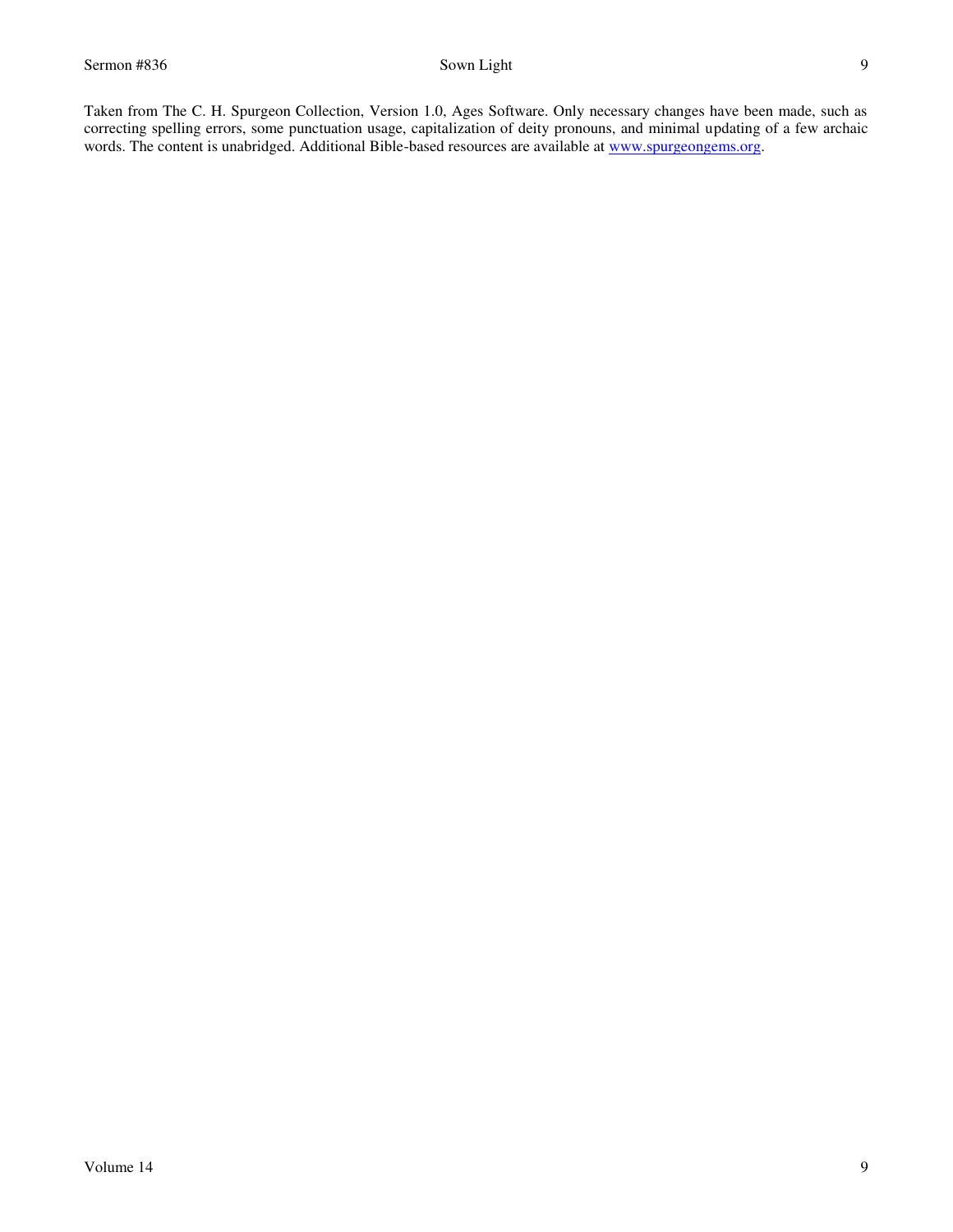Taken from The C. H. Spurgeon Collection, Version 1.0, Ages Software. Only necessary changes have been made, such as correcting spelling errors, some punctuation usage, capitalization of deity pronouns, and minimal updating of a few archaic words. The content is unabridged. Additional Bible-based resources are available at [www.spurgeongems.org](http://www.spurgeongems.org).